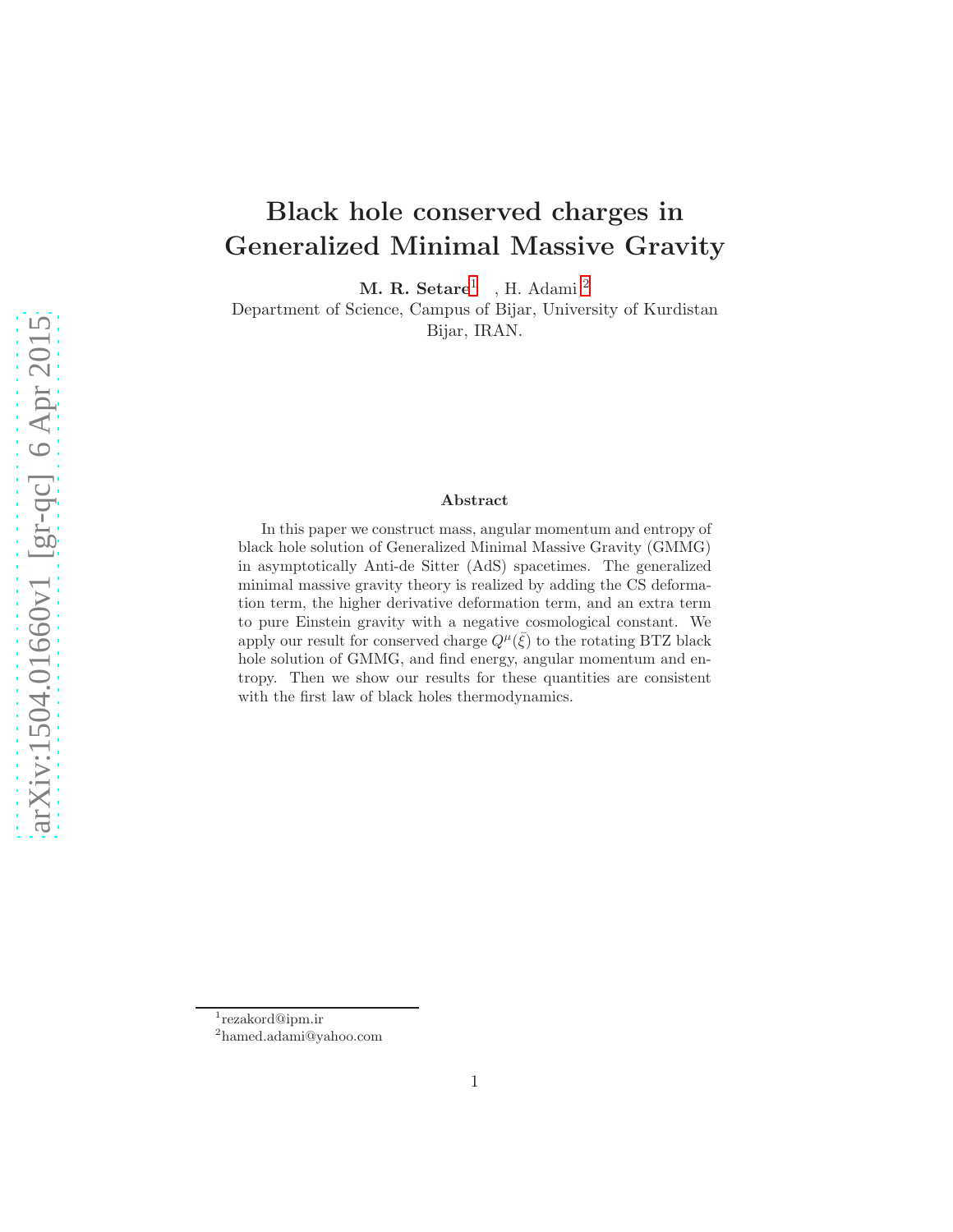# Black hole conserved charges in Generalized Minimal Massive Gravity

**M. R. Setare**[1] , H. Adami [2]

Department of Science, Campus of Bijar, University of Kurdistan
Bijar, IRAN.

### Abstract

In this paper we construct mass, angular momentum and entropy of black hole solution of Generalized Minimal Massive Gravity (GMMG) in asymptotically Anti-de Sitter (AdS) spacetimes. The generalized minimal massive gravity theory is realized by adding the CS deformation term, the higher derivative deformation term, and an extra term to pure Einstein gravity with a negative cosmological constant. We apply our result for conserved charge $Q^{\mu}(\bar{\xi})$ to the rotating BTZ black hole solution of GMMG, and find energy, angular momentum and entropy. Then we show our results for these quantities are consistent with the first law of black holes thermodynamics.

---

[1] rezakord@ipm.ir

[2] hamed.adami@yahoo.com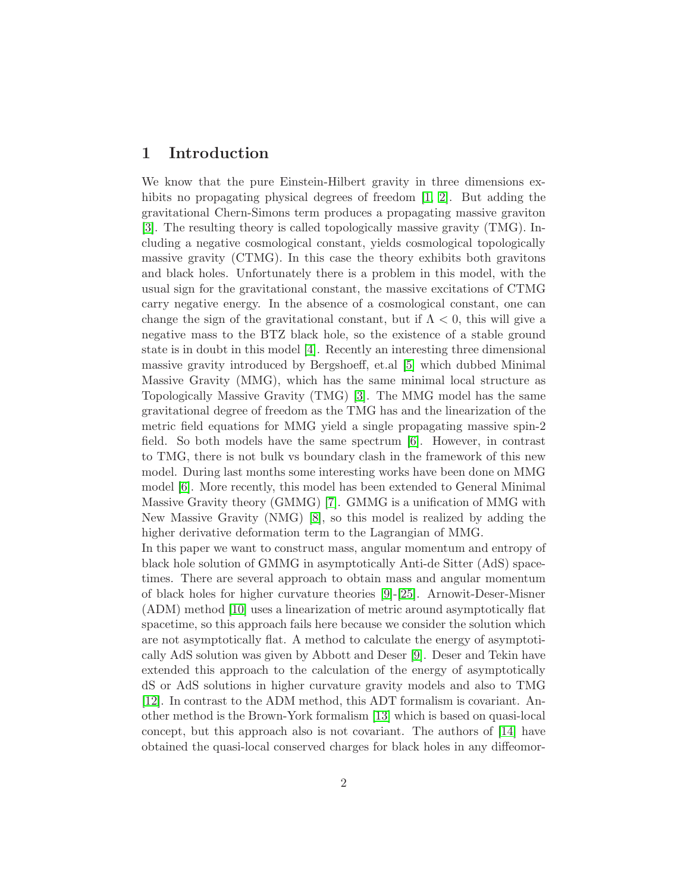# 1 Introduction

We know that the pure Einstein-Hilbert gravity in three dimensions exhibits no propagating physical degrees of freedom [1, 2]. But adding the gravitational Chern-Simons term produces a propagating massive graviton [3]. The resulting theory is called topologically massive gravity (TMG). Including a negative cosmological constant, yields cosmological topologically massive gravity (CTMG). In this case the theory exhibits both gravitons and black holes. Unfortunately there is a problem in this model, with the usual sign for the gravitational constant, the massive excitations of CTMG carry negative energy. In the absence of a cosmological constant, one can change the sign of the gravitational constant, but if $\Lambda < 0$, this will give a negative mass to the BTZ black hole, so the existence of a stable ground state is in doubt in this model [4]. Recently an interesting three dimensional massive gravity introduced by Bergshoeff, et.al [5] which dubbed Minimal Massive Gravity (MMG), which has the same minimal local structure as Topologically Massive Gravity (TMG) [3]. The MMG model has the same gravitational degree of freedom as the TMG has and the linearization of the metric field equations for MMG yield a single propagating massive spin-2 field. So both models have the same spectrum [6]. However, in contrast to TMG, there is not bulk vs boundary clash in the framework of this new model. During last months some interesting works have been done on MMG model [6]. More recently, this model has been extended to General Minimal Massive Gravity theory (GMMG) [7]. GMMG is a unification of MMG with New Massive Gravity (NMG) [8], so this model is realized by adding the higher derivative deformation term to the Lagrangian of MMG.

In this paper we want to construct mass, angular momentum and entropy of black hole solution of GMMG in asymptotically Anti-de Sitter (AdS) spacetimes. There are several approach to obtain mass and angular momentum of black holes for higher curvature theories [9]-[25]. Arnowit-Deser-Misner (ADM) method [10] uses a linearization of metric around asymptotically flat spacetime, so this approach fails here because we consider the solution which are not asymptotically flat. A method to calculate the energy of asymptotically AdS solution was given by Abbott and Deser [9]. Deser and Tekin have extended this approach to the calculation of the energy of asymptotically dS or AdS solutions in higher curvature gravity models and also to TMG [12]. In contrast to the ADM method, this ADT formalism is covariant. Another method is the Brown-York formalism [13] which is based on quasi-local concept, but this approach also is not covariant. The authors of [14] have obtained the quasi-local conserved charges for black holes in any diffeomor-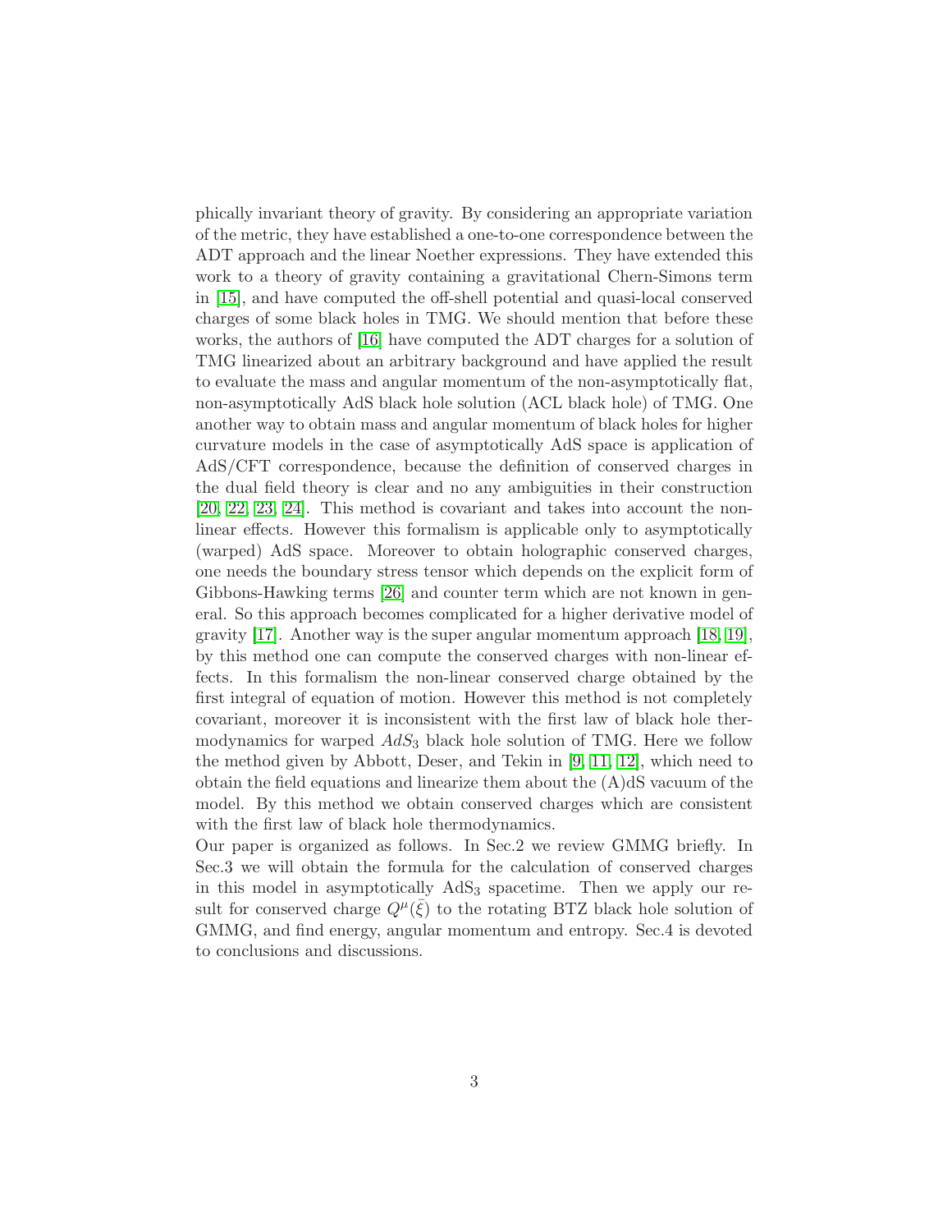phically invariant theory of gravity. By considering an appropriate variation of the metric, they have established a one-to-one correspondence between the ADT approach and the linear Noether expressions. They have extended this work to a theory of gravity containing a gravitational Chern-Simons term in [15], and have computed the off-shell potential and quasi-local conserved charges of some black holes in TMG. We should mention that before these works, the authors of [16] have computed the ADT charges for a solution of TMG linearized about an arbitrary background and have applied the result to evaluate the mass and angular momentum of the non-asymptotically flat, non-asymptotically AdS black hole solution (ACL black hole) of TMG. One another way to obtain mass and angular momentum of black holes for higher curvature models in the case of asymptotically AdS space is application of AdS/CFT correspondence, because the definition of conserved charges in the dual field theory is clear and no any ambiguities in their construction [20, 22, 23, 24]. This method is covariant and takes into account the non-linear effects. However this formalism is applicable only to asymptotically (warped) AdS space. Moreover to obtain holographic conserved charges, one needs the boundary stress tensor which depends on the explicit form of Gibbons-Hawking terms [26] and counter term which are not known in general. So this approach becomes complicated for a higher derivative model of gravity [17]. Another way is the super angular momentum approach [18, 19], by this method one can compute the conserved charges with non-linear effects. In this formalism the non-linear conserved charge obtained by the first integral of equation of motion. However this method is not completely covariant, moreover it is inconsistent with the first law of black hole thermodynamics for warped $AdS_3$ black hole solution of TMG. Here we follow the method given by Abbott, Deser, and Tekin in [9, 11, 12], which need to obtain the field equations and linearize them about the (A)dS vacuum of the model. By this method we obtain conserved charges which are consistent with the first law of black hole thermodynamics.

Our paper is organized as follows. In Sec.2 we review GMMG briefly. In Sec.3 we will obtain the formula for the calculation of conserved charges in this model in asymptotically $\mathrm{AdS}_3$ spacetime. Then we apply our result for conserved charge $Q^{\mu}(\bar{\xi})$ to the rotating BTZ black hole solution of GMMG, and find energy, angular momentum and entropy. Sec.4 is devoted to conclusions and discussions.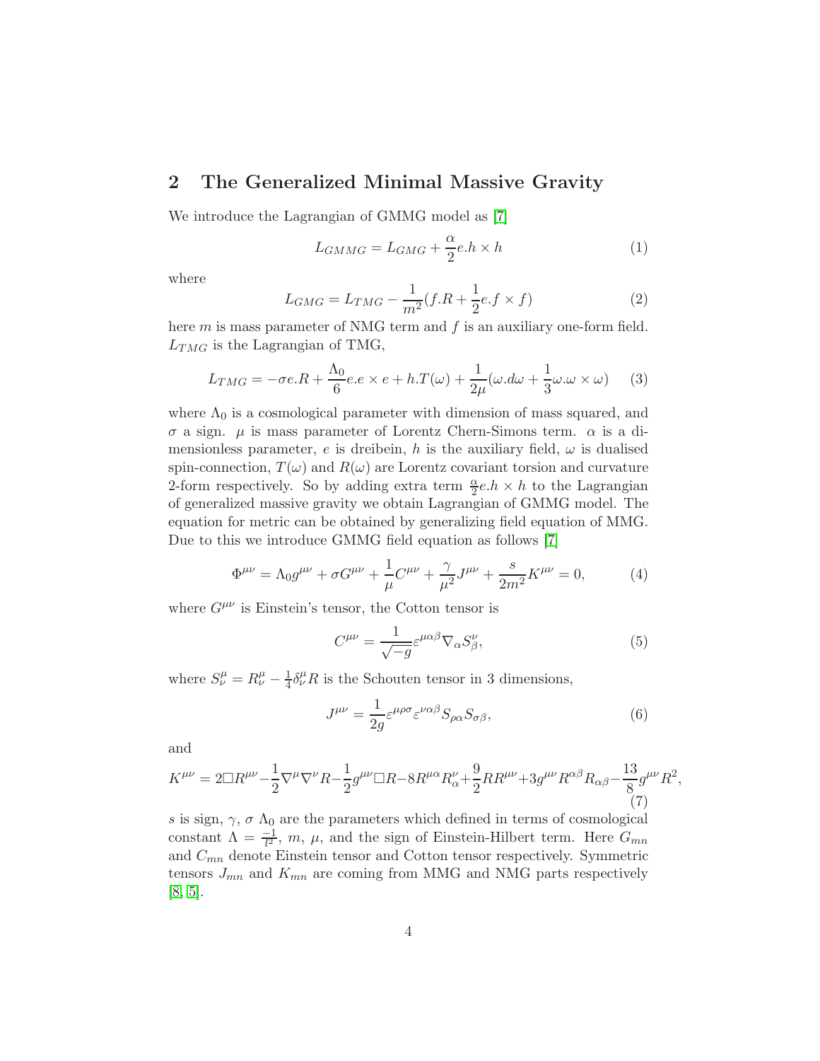## 2 The Generalized Minimal Massive Gravity

We introduce the Lagrangian of GMMG model as [7]

$$L_{GMMG} = L_{GMG} + \frac{\alpha}{2} e.h \times h \tag{1}$$

where

$$L_{GMG} = L_{TMG} - \frac{1}{m^2}(f.R + \frac{1}{2} e.f \times f) \tag{2}$$

here $m$ is mass parameter of NMG term and $f$ is an auxiliary one-form field. $L_{TMG}$ is the Lagrangian of TMG,

$$L_{TMG} = -\sigma e.R + \frac{\Lambda_0}{6} e.e \times e + h.T(\omega) + \frac{1}{2\mu}(\omega.d\omega + \frac{1}{3}\omega.\omega \times \omega) \tag{3}$$

where $\Lambda_0$ is a cosmological parameter with dimension of mass squared, and $\sigma$ a sign. $\mu$ is mass parameter of Lorentz Chern-Simons term. $\alpha$ is a dimensionless parameter, $e$ is dreibein, $h$ is the auxiliary field, $\omega$ is dualised spin-connection, $T(\omega)$ and $R(\omega)$ are Lorentz covariant torsion and curvature 2-form respectively. So by adding extra term $\frac{\alpha}{2} e.h \times h$ to the Lagrangian of generalized massive gravity we obtain Lagrangian of GMMG model. The equation for metric can be obtained by generalizing field equation of MMG. Due to this we introduce GMMG field equation as follows [7]

$$\Phi^{\mu\nu} = \Lambda_0 g^{\mu\nu} + \sigma G^{\mu\nu} + \frac{1}{\mu} C^{\mu\nu} + \frac{\gamma}{\mu^2} J^{\mu\nu} + \frac{s}{2m^2} K^{\mu\nu} = 0, \tag{4}$$

where $G^{\mu\nu}$ is Einstein's tensor, the Cotton tensor is

$$C^{\mu\nu} = \frac{1}{\sqrt{-g}} \varepsilon^{\mu\alpha\beta} \nabla_\alpha S^\nu_\beta, \tag{5}$$

where $S^\mu_\nu = R^\mu_\nu - \frac{1}{4}\delta^\mu_\nu R$ is the Schouten tensor in 3 dimensions,

$$J^{\mu\nu} = \frac{1}{2g} \varepsilon^{\mu\rho\sigma} \varepsilon^{\nu\alpha\beta} S_{\rho\alpha} S_{\sigma\beta}, \tag{6}$$

and

$$K^{\mu\nu} = 2\Box R^{\mu\nu} - \frac{1}{2}\nabla^\mu \nabla^\nu R - \frac{1}{2} g^{\mu\nu} \Box R - 8 R^{\mu\alpha} R^\nu_\alpha + \frac{9}{2} R R^{\mu\nu} + 3 g^{\mu\nu} R^{\alpha\beta} R_{\alpha\beta} - \frac{13}{8} g^{\mu\nu} R^2, \tag{7}$$

$s$ is sign, $\gamma$, $\sigma$ $\Lambda_0$ are the parameters which defined in terms of cosmological constant $\Lambda = \frac{-1}{l^2}$, $m$, $\mu$, and the sign of Einstein-Hilbert term. Here $G_{mn}$ and $C_{mn}$ denote Einstein tensor and Cotton tensor respectively. Symmetric tensors $J_{mn}$ and $K_{mn}$ are coming from MMG and NMG parts respectively [8, 5].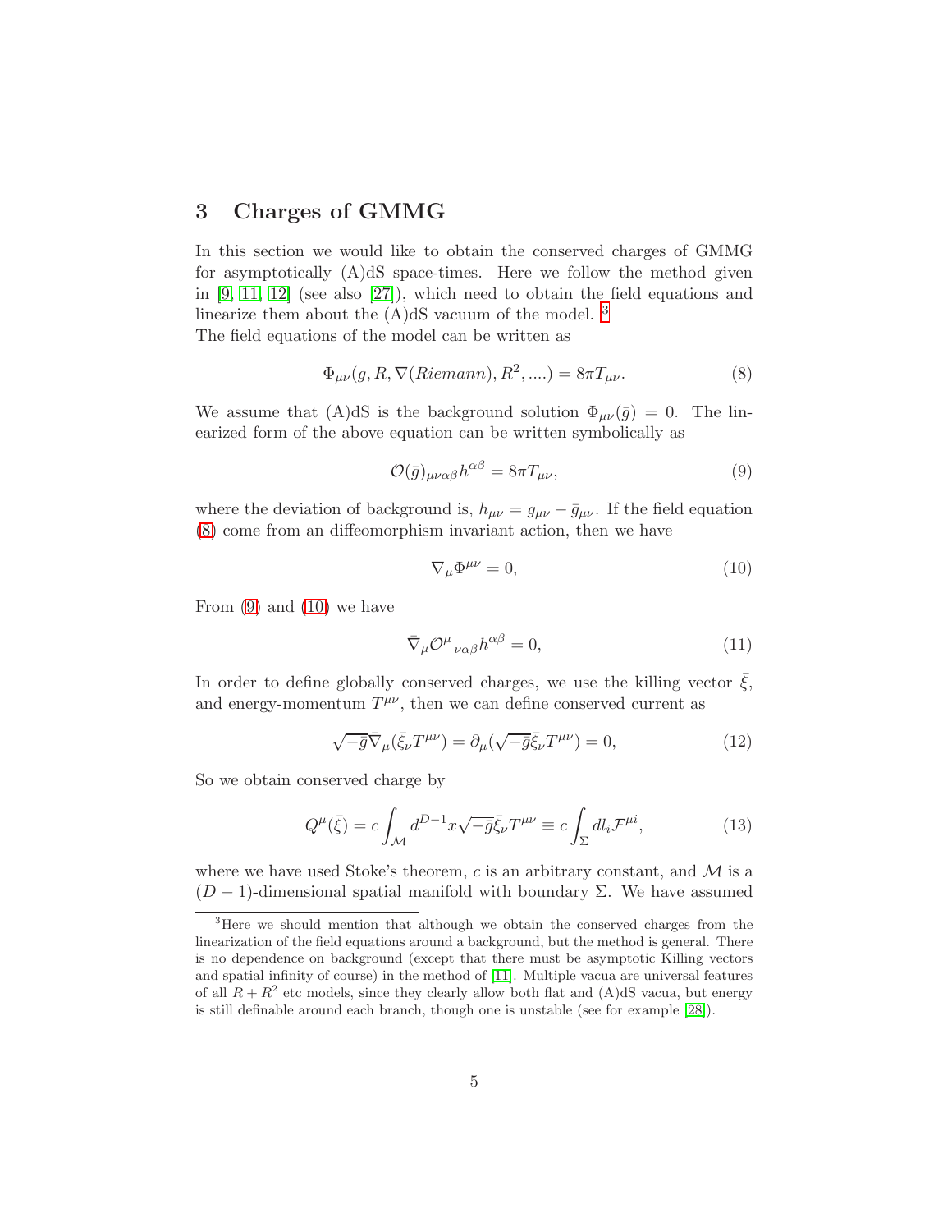## 3 Charges of GMMG

In this section we would like to obtain the conserved charges of GMMG for asymptotically (A)dS space-times. Here we follow the method given in [9, 11, 12] (see also [27]), which need to obtain the field equations and linearize them about the (A)dS vacuum of the model. [3]

The field equations of the model can be written as

$$\Phi_{\mu\nu}(g, R, \nabla(Riemann), R^2, ....) = 8\pi T_{\mu\nu}. \tag{8}$$

We assume that (A)dS is the background solution $\Phi_{\mu\nu}(\bar{g}) = 0$. The linearized form of the above equation can be written symbolically as

$$\mathcal{O}(\bar{g})_{\mu\nu\alpha\beta} h^{\alpha\beta} = 8\pi T_{\mu\nu}, \tag{9}$$

where the deviation of background is, $h_{\mu\nu} = g_{\mu\nu} - \bar{g}_{\mu\nu}$. If the field equation (8) come from an diffeomorphism invariant action, then we have

$$\nabla_\mu \Phi^{\mu\nu} = 0, \tag{10}$$

From (9) and (10) we have

$$\bar{\nabla}_\mu \mathcal{O}^\mu{}_{\nu\alpha\beta} h^{\alpha\beta} = 0, \tag{11}$$

In order to define globally conserved charges, we use the killing vector $\bar{\xi}$, and energy-momentum $T^{\mu\nu}$, then we can define conserved current as

$$\sqrt{-\bar{g}}\bar{\nabla}_\mu(\bar{\xi}_\nu T^{\mu\nu}) = \partial_\mu(\sqrt{-\bar{g}}\bar{\xi}_\nu T^{\mu\nu}) = 0, \tag{12}$$

So we obtain conserved charge by

$$Q^\mu(\bar{\xi}) = c\int_{\mathcal{M}} d^{D-1}x\sqrt{-\bar{g}}\bar{\xi}_\nu T^{\mu\nu} \equiv c\int_\Sigma dl_i \mathcal{F}^{\mu i}, \tag{13}$$

where we have used Stoke's theorem, $c$ is an arbitrary constant, and $\mathcal{M}$ is a $(D-1)$-dimensional spatial manifold with boundary $\Sigma$. We have assumed

[3] Here we should mention that although we obtain the conserved charges from the linearization of the field equations around a background, but the method is general. There is no dependence on background (except that there must be asymptotic Killing vectors and spatial infinity of course) in the method of [11]. Multiple vacua are universal features of all $R + R^2$ etc models, since they clearly allow both flat and (A)dS vacua, but energy is still definable around each branch, though one is unstable (see for example [28]).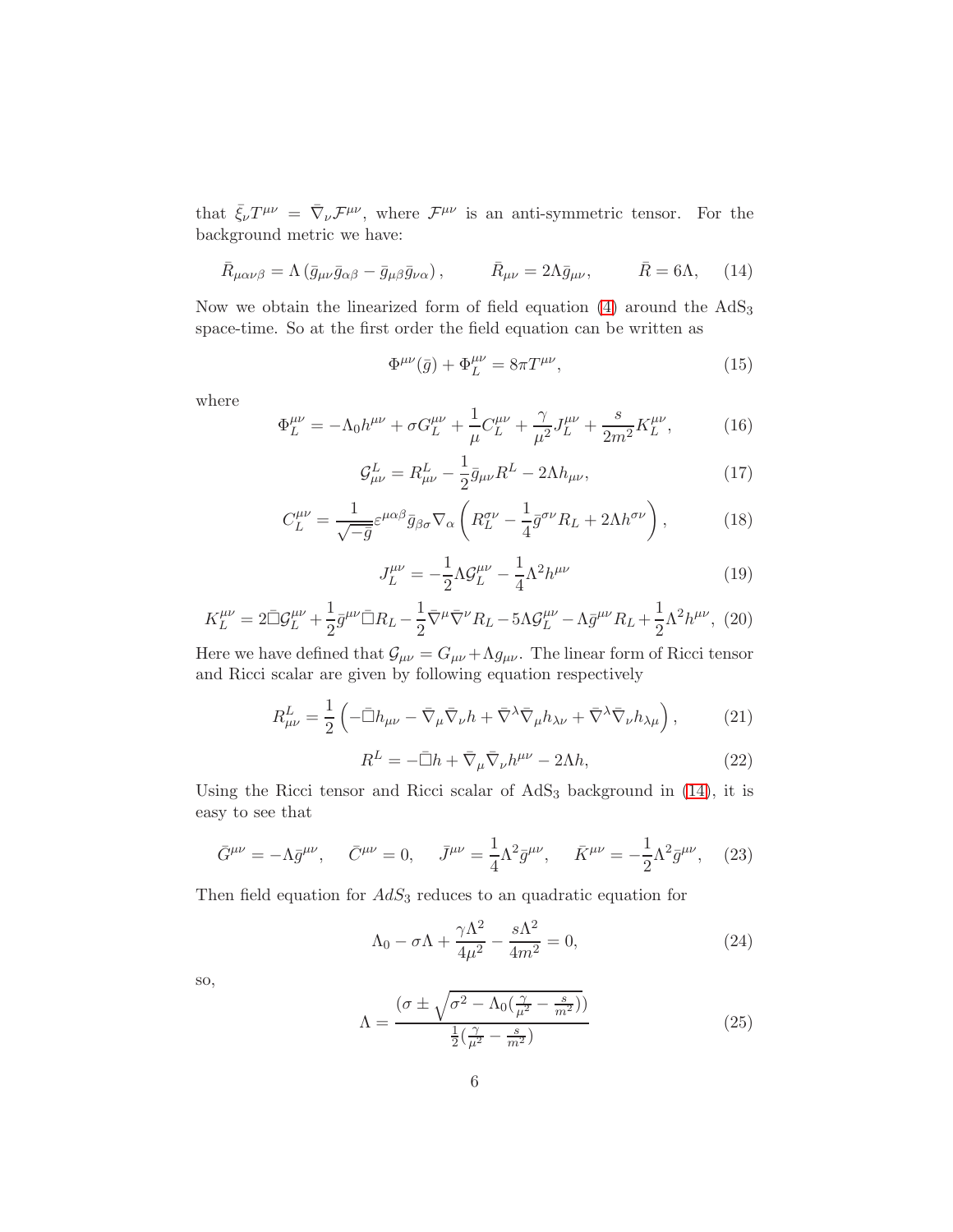that $\bar{\xi}_\nu T^{\mu\nu} = \bar{\nabla}_\nu \mathcal{F}^{\mu\nu}$, where $\mathcal{F}^{\mu\nu}$ is an anti-symmetric tensor. For the background metric we have:

$$\bar{R}_{\mu\alpha\nu\beta} = \Lambda \left( \bar{g}_{\mu\nu}\bar{g}_{\alpha\beta} - \bar{g}_{\mu\beta}\bar{g}_{\nu\alpha} \right), \qquad \bar{R}_{\mu\nu} = 2\Lambda \bar{g}_{\mu\nu}, \qquad \bar{R} = 6\Lambda, \tag{14}$$

Now we obtain the linearized form of field equation (4) around the $\mathrm{AdS}_3$ space-time. So at the first order the field equation can be written as

$$\Phi^{\mu\nu}(\bar{g}) + \Phi^{\mu\nu}_L = 8\pi T^{\mu\nu}, \tag{15}$$

where

$$\Phi^{\mu\nu}_L = -\Lambda_0 h^{\mu\nu} + \sigma G^{\mu\nu}_L + \frac{1}{\mu} C^{\mu\nu}_L + \frac{\gamma}{\mu^2} J^{\mu\nu}_L + \frac{s}{2m^2} K^{\mu\nu}_L, \tag{16}$$

$$\mathcal{G}^L_{\mu\nu} = R^L_{\mu\nu} - \frac{1}{2}\bar{g}_{\mu\nu} R^L - 2\Lambda h_{\mu\nu}, \tag{17}$$

$$C^{\mu\nu}_L = \frac{1}{\sqrt{-\bar{g}}} \varepsilon^{\mu\alpha\beta} \bar{g}_{\beta\sigma} \nabla_\alpha \left( R^{\sigma\nu}_L - \frac{1}{4}\bar{g}^{\sigma\nu} R_L + 2\Lambda h^{\sigma\nu} \right), \tag{18}$$

$$J^{\mu\nu}_L = -\frac{1}{2}\Lambda \mathcal{G}^{\mu\nu}_L - \frac{1}{4}\Lambda^2 h^{\mu\nu} \tag{19}$$

$$K^{\mu\nu}_L = 2\bar{\Box}\mathcal{G}^{\mu\nu}_L + \frac{1}{2}\bar{g}^{\mu\nu}\bar{\Box}R_L - \frac{1}{2}\bar{\nabla}^\mu\bar{\nabla}^\nu R_L - 5\Lambda\mathcal{G}^{\mu\nu}_L - \Lambda\bar{g}^{\mu\nu}R_L + \frac{1}{2}\Lambda^2 h^{\mu\nu}, \tag{20}$$

Here we have defined that $\mathcal{G}_{\mu\nu} = G_{\mu\nu} + \Lambda g_{\mu\nu}$. The linear form of Ricci tensor and Ricci scalar are given by following equation respectively

$$R^L_{\mu\nu} = \frac{1}{2}\left( -\bar{\Box}h_{\mu\nu} - \bar{\nabla}_\mu\bar{\nabla}_\nu h + \bar{\nabla}^\lambda\bar{\nabla}_\mu h_{\lambda\nu} + \bar{\nabla}^\lambda\bar{\nabla}_\nu h_{\lambda\mu} \right), \tag{21}$$

$$R^L = -\bar{\Box}h + \bar{\nabla}_\mu\bar{\nabla}_\nu h^{\mu\nu} - 2\Lambda h, \tag{22}$$

Using the Ricci tensor and Ricci scalar of $\mathrm{AdS}_3$ background in (14), it is easy to see that

$$\bar{G}^{\mu\nu} = -\Lambda\bar{g}^{\mu\nu}, \quad \bar{C}^{\mu\nu} = 0, \quad \bar{J}^{\mu\nu} = \frac{1}{4}\Lambda^2\bar{g}^{\mu\nu}, \quad \bar{K}^{\mu\nu} = -\frac{1}{2}\Lambda^2\bar{g}^{\mu\nu}, \tag{23}$$

Then field equation for $AdS_3$ reduces to an quadratic equation for

$$\Lambda_0 - \sigma\Lambda + \frac{\gamma\Lambda^2}{4\mu^2} - \frac{s\Lambda^2}{4m^2} = 0, \tag{24}$$

so,

$$\Lambda = \frac{\left(\sigma \pm \sqrt{\sigma^2 - \Lambda_0\left(\frac{\gamma}{\mu^2} - \frac{s}{m^2}\right)}\right)}{\frac{1}{2}\left(\frac{\gamma}{\mu^2} - \frac{s}{m^2}\right)} \tag{25}$$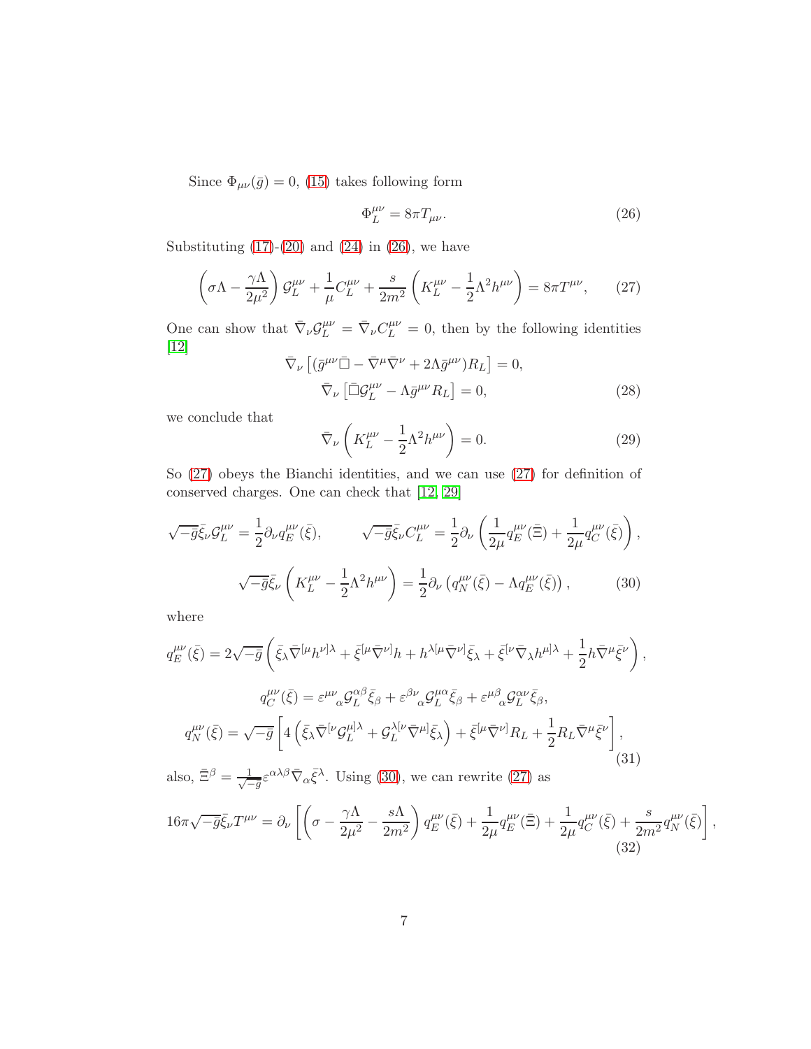Since $\Phi_{\mu\nu}(\bar{g}) = 0$, (15) takes following form

$$
\Phi_L^{\mu\nu} = 8\pi T_{\mu\nu}. \tag{26}
$$

Substituting (17)-(20) and (24) in (26), we have

$$
\left(\sigma\Lambda - \frac{\gamma\Lambda}{2\mu^2}\right)\mathcal{G}_L^{\mu\nu} + \frac{1}{\mu}C_L^{\mu\nu} + \frac{s}{2m^2}\left(K_L^{\mu\nu} - \frac{1}{2}\Lambda^2 h^{\mu\nu}\right) = 8\pi T^{\mu\nu}, \tag{27}
$$

One can show that $\bar{\nabla}_\nu \mathcal{G}_L^{\mu\nu} = \bar{\nabla}_\nu C_L^{\mu\nu} = 0$, then by the following identities [12]

$$
\begin{aligned}
\bar{\nabla}_\nu\left[(\bar{g}^{\mu\nu}\bar{\Box} - \bar{\nabla}^\mu\bar{\nabla}^\nu + 2\Lambda\bar{g}^{\mu\nu})R_L\right] &= 0, \\
\bar{\nabla}_\nu\left[\bar{\Box}\mathcal{G}_L^{\mu\nu} - \Lambda\bar{g}^{\mu\nu}R_L\right] &= 0,
\end{aligned} \tag{28}
$$

we conclude that

$$
\bar{\nabla}_\nu\left(K_L^{\mu\nu} - \frac{1}{2}\Lambda^2 h^{\mu\nu}\right) = 0. \tag{29}
$$

So (27) obeys the Bianchi identities, and we can use (27) for definition of conserved charges. One can check that [12, 29]

$$
\begin{aligned}
&\sqrt{-\bar{g}}\bar{\xi}_\nu\mathcal{G}_L^{\mu\nu} = \frac{1}{2}\partial_\nu q_E^{\mu\nu}(\bar{\xi}), \qquad \sqrt{-\bar{g}}\bar{\xi}_\nu C_L^{\mu\nu} = \frac{1}{2}\partial_\nu\left(\frac{1}{2\mu}q_E^{\mu\nu}(\bar{\Xi}) + \frac{1}{2\mu}q_C^{\mu\nu}(\bar{\xi})\right), \\
&\sqrt{-\bar{g}}\bar{\xi}_\nu\left(K_L^{\mu\nu} - \frac{1}{2}\Lambda^2 h^{\mu\nu}\right) = \frac{1}{2}\partial_\nu\left(q_N^{\mu\nu}(\bar{\xi}) - \Lambda q_E^{\mu\nu}(\bar{\xi})\right),
\end{aligned} \tag{30}
$$

where

$$
\begin{aligned}
q_E^{\mu\nu}(\bar{\xi}) &= 2\sqrt{-\bar{g}}\left(\bar{\xi}_\lambda\bar{\nabla}^{[\mu}h^{\nu]\lambda} + \bar{\xi}^{[\mu}\bar{\nabla}^{\nu]}h + h^{\lambda[\mu}\bar{\nabla}^{\nu]}\bar{\xi}_\lambda + \bar{\xi}^{[\nu}\bar{\nabla}_\lambda h^{\mu]\lambda} + \frac{1}{2}h\bar{\nabla}^\mu\bar{\xi}^\nu\right), \\
q_C^{\mu\nu}(\bar{\xi}) &= \varepsilon^{\mu\nu}{}_\alpha\mathcal{G}_L^{\alpha\beta}\bar{\xi}_\beta + \varepsilon^{\beta\nu}{}_\alpha\mathcal{G}_L^{\mu\alpha}\bar{\xi}_\beta + \varepsilon^{\mu\beta}{}_\alpha\mathcal{G}_L^{\alpha\nu}\bar{\xi}_\beta, \\
q_N^{\mu\nu}(\bar{\xi}) &= \sqrt{-\bar{g}}\left[4\left(\bar{\xi}_\lambda\bar{\nabla}^{[\nu}\mathcal{G}_L^{\mu]\lambda} + \mathcal{G}_L^{\lambda[\nu}\bar{\nabla}^{\mu]}\bar{\xi}_\lambda\right) + \bar{\xi}^{[\mu}\bar{\nabla}^{\nu]}R_L + \frac{1}{2}R_L\bar{\nabla}^\mu\bar{\xi}^\nu\right],
\end{aligned} \tag{31}
$$

also, $\bar{\Xi}^\beta = \frac{1}{\sqrt{-\bar{g}}}\varepsilon^{\alpha\lambda\beta}\bar{\nabla}_\alpha\bar{\xi}_\lambda$. Using (30), we can rewrite (27) as

$$
16\pi\sqrt{-\bar{g}}\bar{\xi}_\nu T^{\mu\nu} = \partial_\nu\left[\left(\sigma - \frac{\gamma\Lambda}{2\mu^2} - \frac{s\Lambda}{2m^2}\right)q_E^{\mu\nu}(\bar{\xi}) + \frac{1}{2\mu}q_E^{\mu\nu}(\bar{\Xi}) + \frac{1}{\mu}q_C^{\mu\nu}(\bar{\xi}) + \frac{s}{2m^2}q_N^{\mu\nu}(\bar{\xi})\right], \tag{32}
$$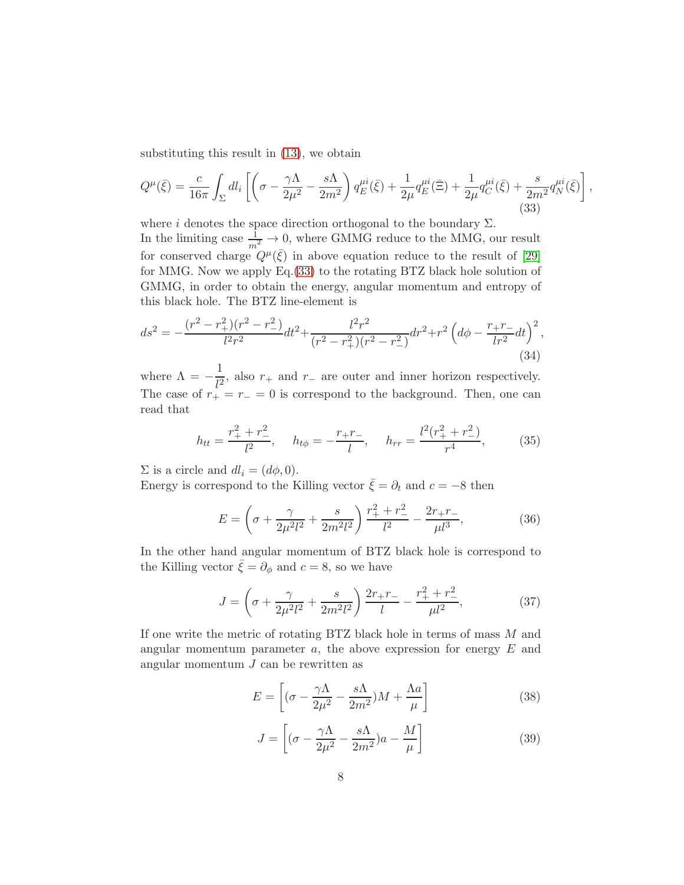substituting this result in (13), we obtain

$$Q^{\mu}(\bar{\xi}) = \frac{c}{16\pi}\int_{\Sigma} dl_i \left[\left(\sigma - \frac{\gamma\Lambda}{2\mu^2} - \frac{s\Lambda}{2m^2}\right) q_E^{\mu i}(\bar{\xi}) + \frac{1}{2\mu} q_E^{\mu i}(\Xi) + \frac{1}{2\mu} q_C^{\mu i}(\bar{\xi}) + \frac{s}{2m^2} q_N^{\mu i}(\bar{\xi})\right], \tag{33}$$

where $i$ denotes the space direction orthogonal to the boundary $\Sigma$.
In the limiting case $\frac{1}{m^2} \to 0$, where GMMG reduce to the MMG, our result for conserved charge $Q^{\mu}(\bar{\xi})$ in above equation reduce to the result of [29] for MMG. Now we apply Eq.(33) to the rotating BTZ black hole solution of GMMG, in order to obtain the energy, angular momentum and entropy of this black hole. The BTZ line-element is

$$ds^2 = -\frac{(r^2 - r_+^2)(r^2 - r_-^2)}{l^2 r^2} dt^2 + \frac{l^2 r^2}{(r^2 - r_+^2)(r^2 - r_-^2)} dr^2 + r^2\left(d\phi - \frac{r_+ r_-}{l r^2} dt\right)^2, \tag{34}$$

where $\Lambda = -\dfrac{1}{l^2}$, also $r_+$ and $r_-$ are outer and inner horizon respectively. The case of $r_+ = r_- = 0$ is correspond to the background. Then, one can read that

$$h_{tt} = \frac{r_+^2 + r_-^2}{l^2}, \quad h_{t\phi} = -\frac{r_+ r_-}{l}, \quad h_{rr} = \frac{l^2(r_+^2 + r_-^2)}{r^4}, \tag{35}$$

$\Sigma$ is a circle and $dl_i = (d\phi, 0)$.
Energy is correspond to the Killing vector $\bar{\xi} = \partial_t$ and $c = -8$ then

$$E = \left(\sigma + \frac{\gamma}{2\mu^2 l^2} + \frac{s}{2m^2 l^2}\right)\frac{r_+^2 + r_-^2}{l^2} - \frac{2r_+ r_-}{\mu l^3}, \tag{36}$$

In the other hand angular momentum of BTZ black hole is correspond to the Killing vector $\bar{\xi} = \partial_\phi$ and $c = 8$, so we have

$$J = \left(\sigma + \frac{\gamma}{2\mu^2 l^2} + \frac{s}{2m^2 l^2}\right)\frac{2r_+ r_-}{l} - \frac{r_+^2 + r_-^2}{\mu l^2}, \tag{37}$$

If one write the metric of rotating BTZ black hole in terms of mass $M$ and angular momentum parameter $a$, the above expression for energy $E$ and angular momentum $J$ can be rewritten as

$$E = \left[(\sigma - \frac{\gamma\Lambda}{2\mu^2} - \frac{s\Lambda}{2m^2})M + \frac{\Lambda a}{\mu}\right] \tag{38}$$

$$J = \left[(\sigma - \frac{\gamma\Lambda}{2\mu^2} - \frac{s\Lambda}{2m^2})a - \frac{M}{\mu}\right] \tag{39}$$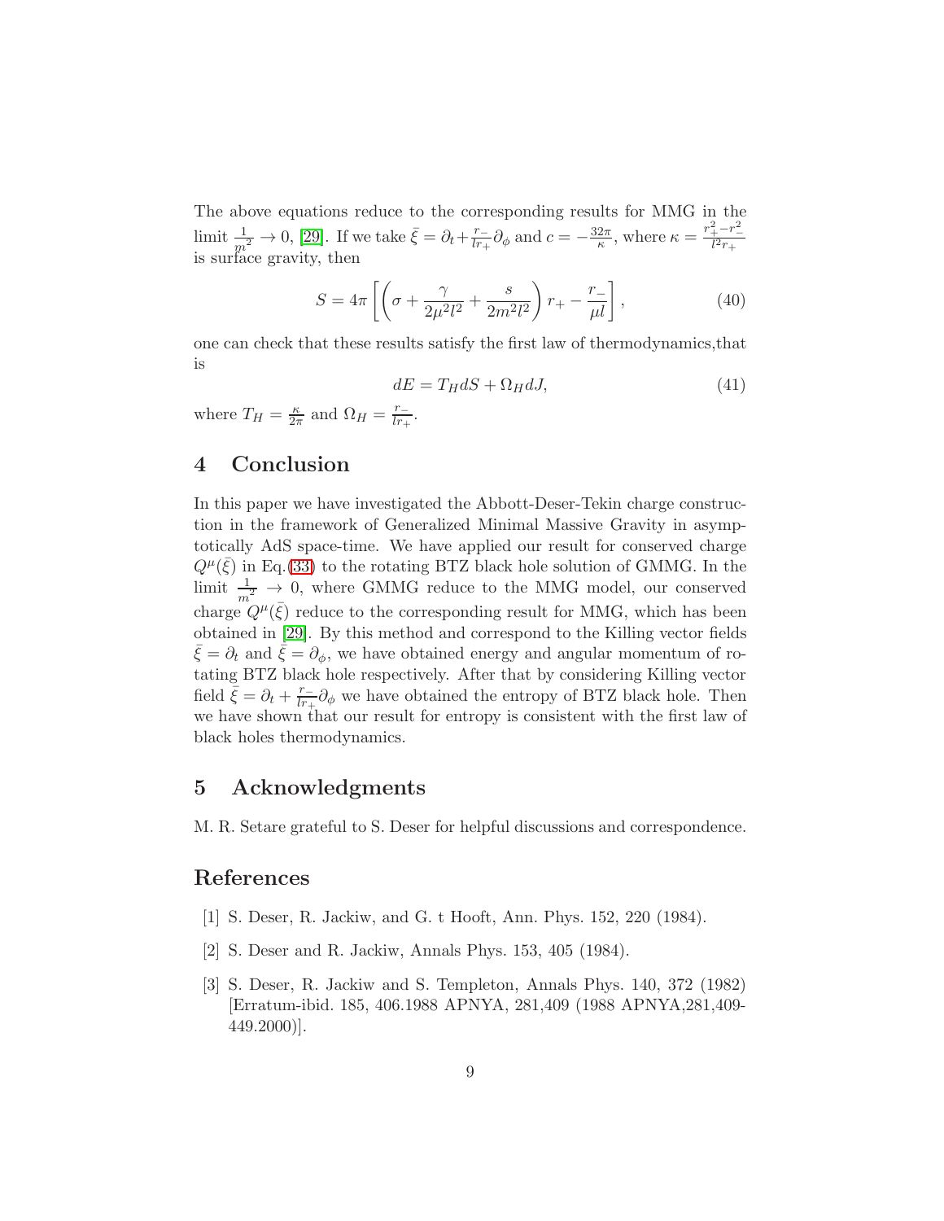The above equations reduce to the corresponding results for MMG in the limit $\frac{1}{m^2} \to 0$, [29]. If we take $\bar{\xi} = \partial_t + \frac{r_-}{lr_+}\partial_\phi$ and $c = -\frac{32\pi}{\kappa}$, where $\kappa = \frac{r_+^2 - r_-^2}{l^2 r_+}$ is surface gravity, then

$$S = 4\pi \left[ \left( \sigma + \frac{\gamma}{2\mu^2 l^2} + \frac{s}{2m^2 l^2} \right) r_+ - \frac{r_-}{\mu l} \right], \tag{40}$$

one can check that these results satisfy the first law of thermodynamics,that is

$$dE = T_H dS + \Omega_H dJ, \tag{41}$$

where $T_H = \frac{\kappa}{2\pi}$ and $\Omega_H = \frac{r_-}{lr_+}$.

## 4 Conclusion

In this paper we have investigated the Abbott-Deser-Tekin charge construction in the framework of Generalized Minimal Massive Gravity in asymptotically AdS space-time. We have applied our result for conserved charge $Q^\mu(\bar{\xi})$ in Eq.(33) to the rotating BTZ black hole solution of GMMG. In the limit $\frac{1}{m^2} \to 0$, where GMMG reduce to the MMG model, our conserved charge $Q^\mu(\bar{\xi})$ reduce to the corresponding result for MMG, which has been obtained in [29]. By this method and correspond to the Killing vector fields $\bar{\xi} = \partial_t$ and $\bar{\xi} = \partial_\phi$, we have obtained energy and angular momentum of rotating BTZ black hole respectively. After that by considering Killing vector field $\bar{\xi} = \partial_t + \frac{r_-}{lr_+}\partial_\phi$ we have obtained the entropy of BTZ black hole. Then we have shown that our result for entropy is consistent with the first law of black holes thermodynamics.

## 5 Acknowledgments

M. R. Setare grateful to S. Deser for helpful discussions and correspondence.

## References

[1] S. Deser, R. Jackiw, and G. t Hooft, Ann. Phys. 152, 220 (1984).

[2] S. Deser and R. Jackiw, Annals Phys. 153, 405 (1984).

[3] S. Deser, R. Jackiw and S. Templeton, Annals Phys. 140, 372 (1982) [Erratum-ibid. 185, 406.1988 APNYA, 281,409 (1988 APNYA,281,409-449.2000)].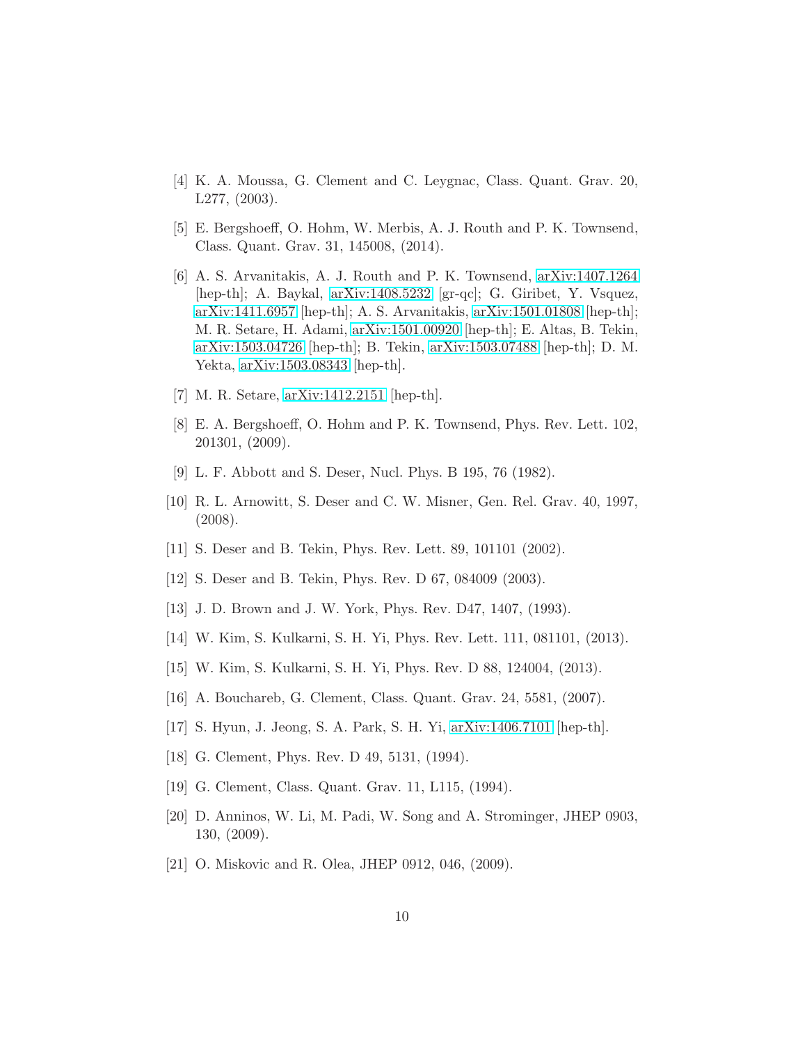[4] K. A. Moussa, G. Clement and C. Leygnac, Class. Quant. Grav. 20, L277, (2003).

[5] E. Bergshoeff, O. Hohm, W. Merbis, A. J. Routh and P. K. Townsend, Class. Quant. Grav. 31, 145008, (2014).

[6] A. S. Arvanitakis, A. J. Routh and P. K. Townsend, arXiv:1407.1264 [hep-th]; A. Baykal, arXiv:1408.5232 [gr-qc]; G. Giribet, Y. Vsquez, arXiv:1411.6957 [hep-th]; A. S. Arvanitakis, arXiv:1501.01808 [hep-th]; M. R. Setare, H. Adami, arXiv:1501.00920 [hep-th]; E. Altas, B. Tekin, arXiv:1503.04726 [hep-th]; B. Tekin, arXiv:1503.07488 [hep-th]; D. M. Yekta, arXiv:1503.08343 [hep-th].

[7] M. R. Setare, arXiv:1412.2151 [hep-th].

[8] E. A. Bergshoeff, O. Hohm and P. K. Townsend, Phys. Rev. Lett. 102, 201301, (2009).

[9] L. F. Abbott and S. Deser, Nucl. Phys. B 195, 76 (1982).

[10] R. L. Arnowitt, S. Deser and C. W. Misner, Gen. Rel. Grav. 40, 1997, (2008).

[11] S. Deser and B. Tekin, Phys. Rev. Lett. 89, 101101 (2002).

[12] S. Deser and B. Tekin, Phys. Rev. D 67, 084009 (2003).

[13] J. D. Brown and J. W. York, Phys. Rev. D47, 1407, (1993).

[14] W. Kim, S. Kulkarni, S. H. Yi, Phys. Rev. Lett. 111, 081101, (2013).

[15] W. Kim, S. Kulkarni, S. H. Yi, Phys. Rev. D 88, 124004, (2013).

[16] A. Bouchareb, G. Clement, Class. Quant. Grav. 24, 5581, (2007).

[17] S. Hyun, J. Jeong, S. A. Park, S. H. Yi, arXiv:1406.7101 [hep-th].

[18] G. Clement, Phys. Rev. D 49, 5131, (1994).

[19] G. Clement, Class. Quant. Grav. 11, L115, (1994).

[20] D. Anninos, W. Li, M. Padi, W. Song and A. Strominger, JHEP 0903, 130, (2009).

[21] O. Miskovic and R. Olea, JHEP 0912, 046, (2009).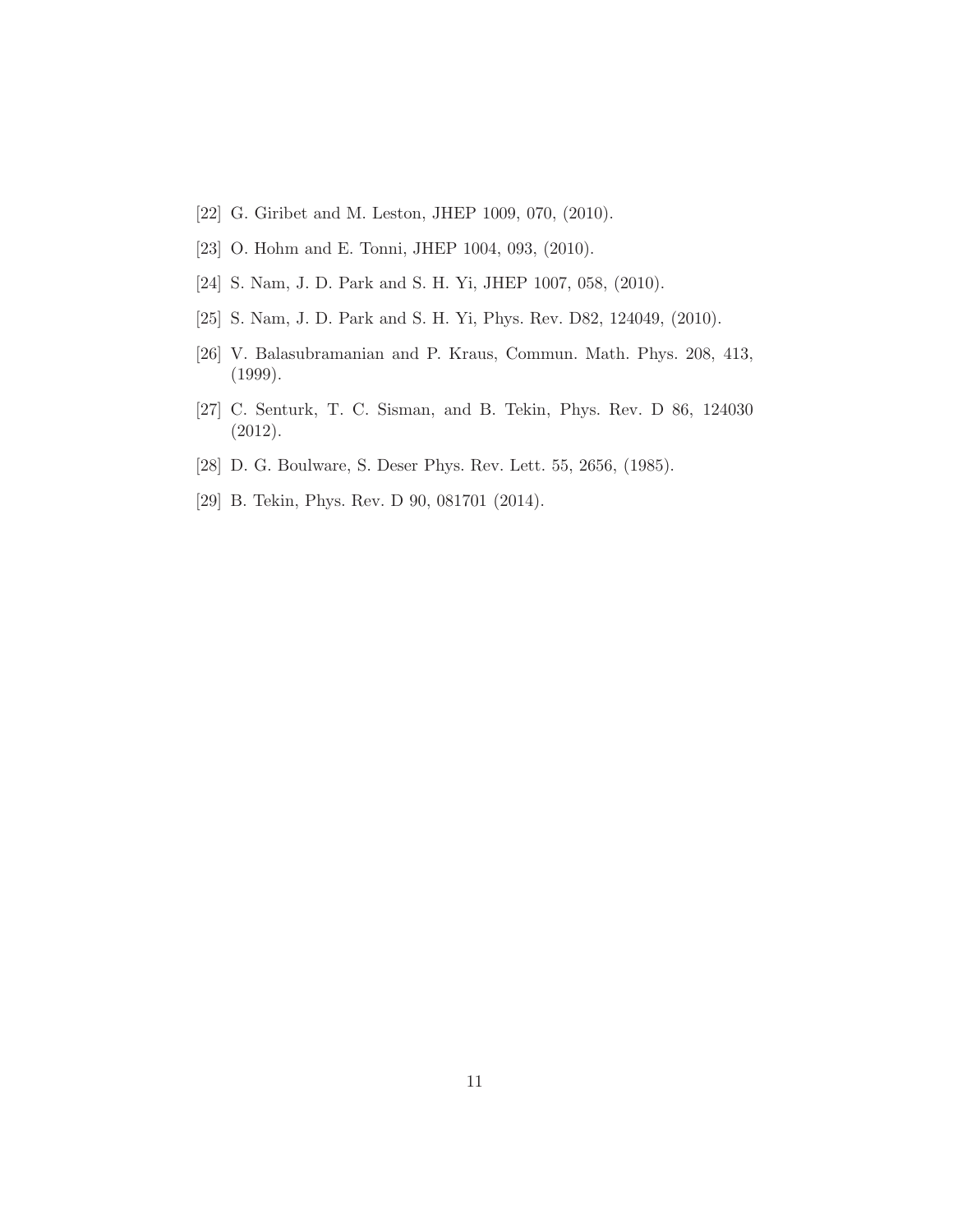[22] G. Giribet and M. Leston, JHEP 1009, 070, (2010).

[23] O. Hohm and E. Tonni, JHEP 1004, 093, (2010).

[24] S. Nam, J. D. Park and S. H. Yi, JHEP 1007, 058, (2010).

[25] S. Nam, J. D. Park and S. H. Yi, Phys. Rev. D82, 124049, (2010).

[26] V. Balasubramanian and P. Kraus, Commun. Math. Phys. 208, 413, (1999).

[27] C. Senturk, T. C. Sisman, and B. Tekin, Phys. Rev. D 86, 124030 (2012).

[28] D. G. Boulware, S. Deser Phys. Rev. Lett. 55, 2656, (1985).

[29] B. Tekin, Phys. Rev. D 90, 081701 (2014).